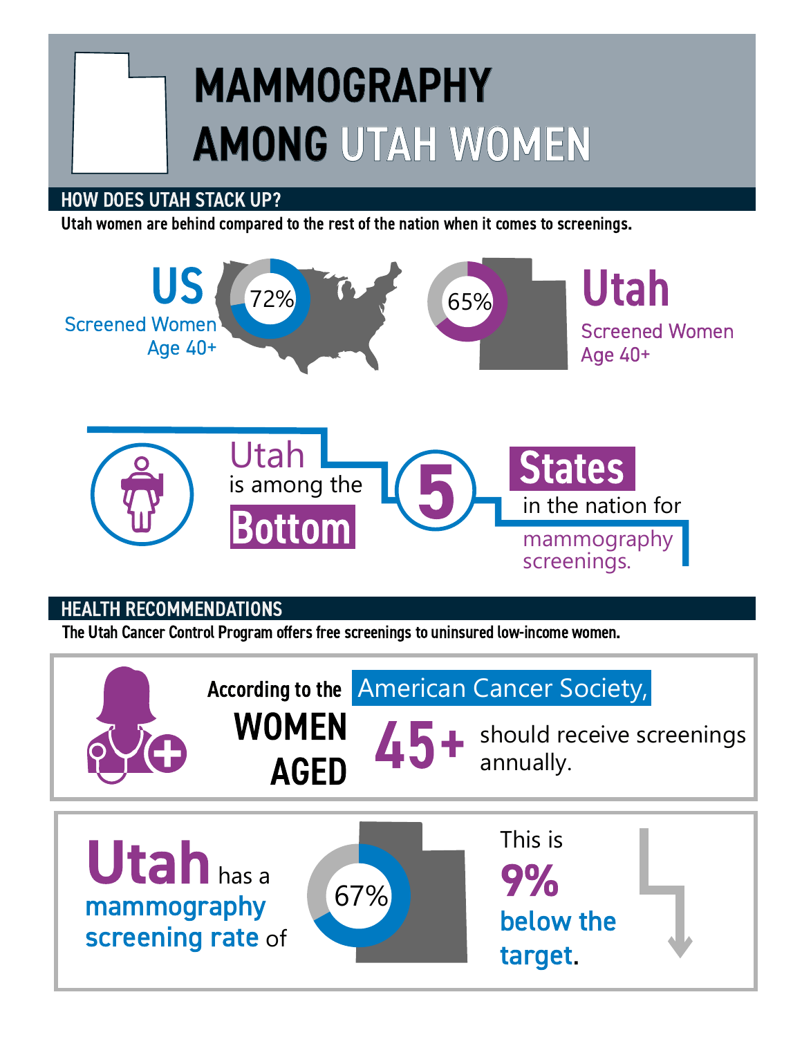# MAMMOGRAPHY AMONG UTAH WOMEN

## HOW DOES UTAH STACK UP?

**Utah women are behind compared to the rest of the nation when it comes to screenings.**

**US** Screened Women Age 40+ — 72%

**Utah** Screened Women Age 40+ — 65%

Utah is among the **Bottom 5 States** in the nation for mammography screenings.

## HEALTH RECOMMENDATIONS

**The Utah Cancer Control Program offers free screenings to uninsured low-income women.**

According to the American Cancer Society, **WOMEN AGED 45+** should receive screenings annually.

**Utah** has a **mammography screening rate** of 67%

This is **9% below the target**.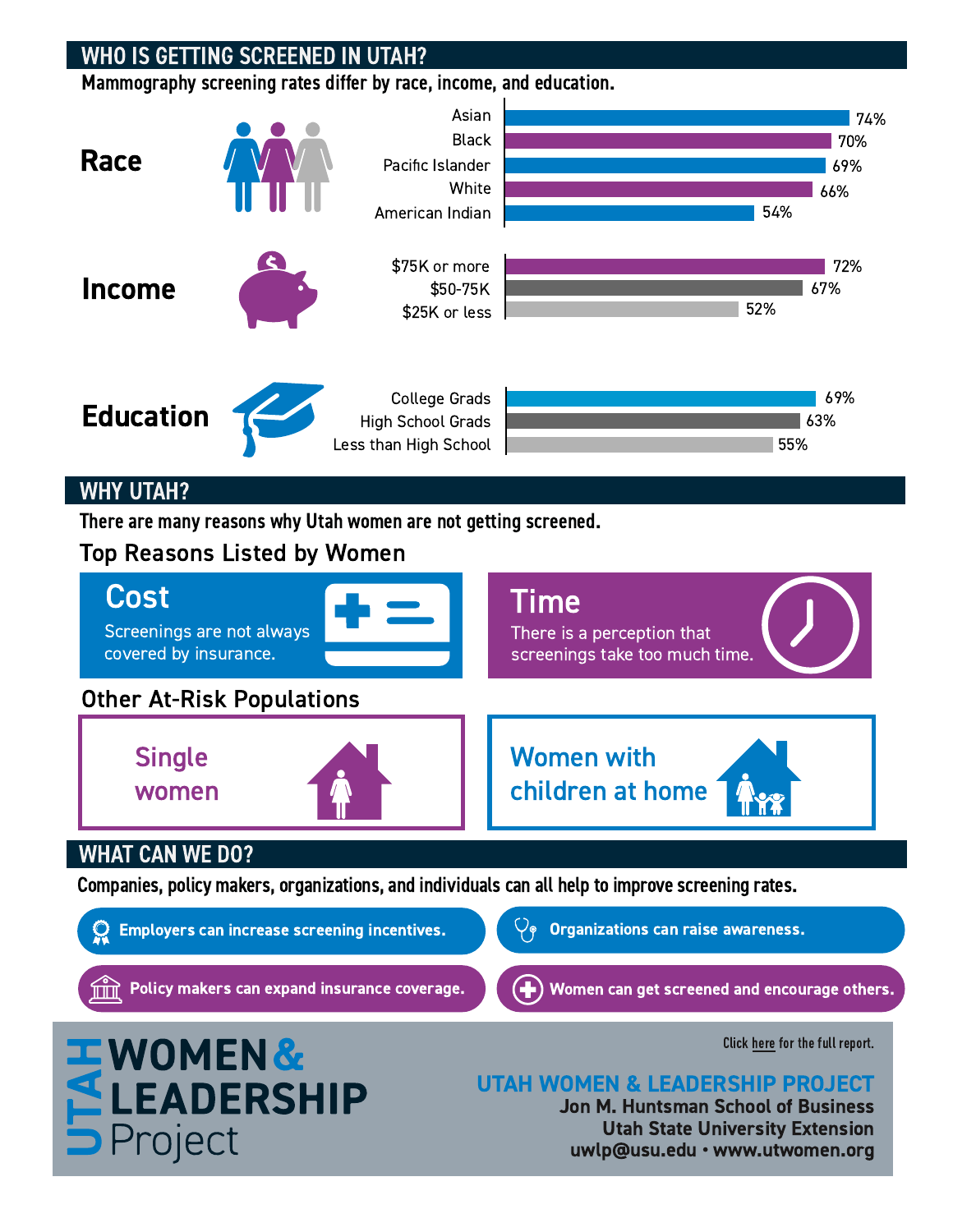## WHO IS GETTING SCREENED IN UTAH?

**Mammography screening rates differ by race, income, and education.**

### Race

Asian 74%
Black 70%
Pacific Islander 69%
White 66%
American Indian 54%

### Income

$75K or more 72%
$50-75K 67%
$25K or less 52%

### Education

College Grads 69%
High School Grads 63%
Less than High School 55%

## WHY UTAH?

**There are many reasons why Utah women are not getting screened.**

### Top Reasons Listed by Women

**Cost**
Screenings are not always covered by insurance.

**Time**
There is a perception that screenings take too much time.

### Other At-Risk Populations

**Single women**

**Women with children at home**

## WHAT CAN WE DO?

**Companies, policy makers, organizations, and individuals can all help to improve screening rates.**

- Employers can increase screening incentives.
- Organizations can raise awareness.
- Policy makers can expand insurance coverage.
- Women can get screened and encourage others.

UTAH WOMEN & LEADERSHIP Project

Click here for the full report.

**UTAH WOMEN & LEADERSHIP PROJECT**
Jon M. Huntsman School of Business
Utah State University Extension
uwlp@usu.edu • www.utwomen.org